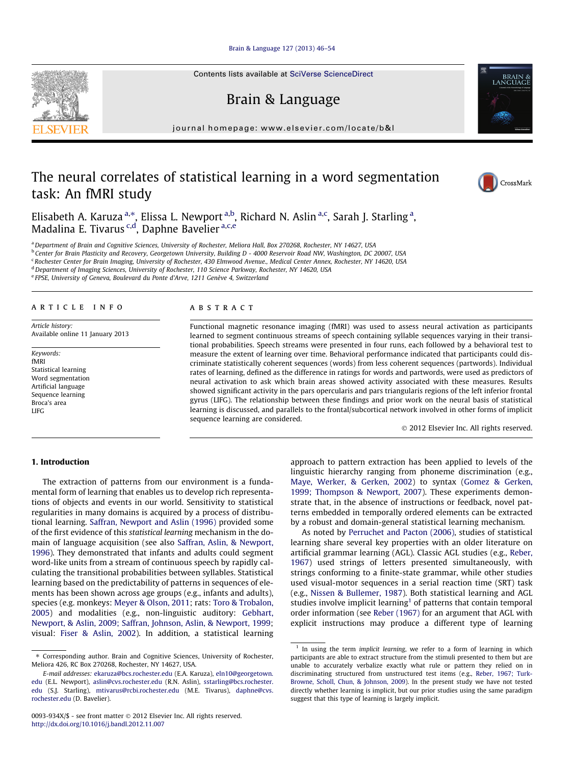# The neural correlates of statistical learning in a word segmentation task: An fMRI study

Elisabeth A. Karuza [a,*], Elissa L. Newport [a,b], Richard N. Aslin [a,c], Sarah J. Starling [a], Madalina E. Tivarus [c,d], Daphne Bavelier [a,c,e]

[a] Department of Brain and Cognitive Sciences, University of Rochester, Meliora Hall, Box 270268, Rochester, NY 14627, USA
[b] Center for Brain Plasticity and Recovery, Georgetown University, Building D - 4000 Reservoir Road NW, Washington, DC 20007, USA
[c] Rochester Center for Brain Imaging, University of Rochester, 430 Elmwood Avenue., Medical Center Annex, Rochester, NY 14620, USA
[d] Department of Imaging Sciences, University of Rochester, 110 Science Parkway, Rochester, NY 14620, USA
[e] FPSE, University of Geneva, Boulevard du Ponte d'Arve, 1211 Genève 4, Switzerland

## ARTICLE INFO

*Article history:*
Available online 11 January 2013

*Keywords:*
fMRI
Statistical learning
Word segmentation
Artificial language
Sequence learning
Broca's area
LIFG

## ABSTRACT

Functional magnetic resonance imaging (fMRI) was used to assess neural activation as participants learned to segment continuous streams of speech containing syllable sequences varying in their transitional probabilities. Speech streams were presented in four runs, each followed by a behavioral test to measure the extent of learning over time. Behavioral performance indicated that participants could discriminate statistically coherent sequences (words) from less coherent sequences (partwords). Individual rates of learning, defined as the difference in ratings for words and partwords, were used as predictors of neural activation to ask which brain areas showed activity associated with these measures. Results showed significant activity in the pars opercularis and pars triangularis regions of the left inferior frontal gyrus (LIFG). The relationship between these findings and prior work on the neural basis of statistical learning is discussed, and parallels to the frontal/subcortical network involved in other forms of implicit sequence learning are considered.

© 2012 Elsevier Inc. All rights reserved.

## 1. Introduction

The extraction of patterns from our environment is a fundamental form of learning that enables us to develop rich representations of objects and events in our world. Sensitivity to statistical regularities in many domains is acquired by a process of distributional learning. Saffran, Newport and Aslin (1996) provided some of the first evidence of this *statistical learning* mechanism in the domain of language acquisition (see also Saffran, Aslin, & Newport, 1996). They demonstrated that infants and adults could segment word-like units from a stream of continuous speech by rapidly calculating the transitional probabilities between syllables. Statistical learning based on the predictability of patterns in sequences of elements has been shown across age groups (e.g., infants and adults), species (e.g. monkeys: Meyer & Olson, 2011; rats: Toro & Trobalon, 2005) and modalities (e.g., non-linguistic auditory: Gebhart, Newport, & Aslin, 2009; Saffran, Johnson, Aslin, & Newport, 1999; visual: Fiser & Aslin, 2002). In addition, a statistical learning approach to pattern extraction has been applied to levels of the linguistic hierarchy ranging from phoneme discrimination (e.g., Maye, Werker, & Gerken, 2002) to syntax (Gomez & Gerken, 1999; Thompson & Newport, 2007). These experiments demonstrate that, in the absence of instructions or feedback, novel patterns embedded in temporally ordered elements can be extracted by a robust and domain-general statistical learning mechanism.

As noted by Perruchet and Pacton (2006), studies of statistical learning share several key properties with an older literature on artificial grammar learning (AGL). Classic AGL studies (e.g., Reber, 1967) used strings of letters presented simultaneously, with strings conforming to a finite-state grammar, while other studies used visual-motor sequences in a serial reaction time (SRT) task (e.g., Nissen & Bullemer, 1987). Both statistical learning and AGL studies involve implicit learning[1] of patterns that contain temporal order information (see Reber (1967) for an argument that AGL with explicit instructions may produce a different type of learning

[1] In using the term *implicit learning*, we refer to a form of learning in which participants are able to extract structure from the stimuli presented to them but are unable to accurately verbalize exactly what rule or pattern they relied on in discriminating structured from unstructured test items (e.g., Reber, 1967; Turk-Browne, Scholl, Chun, & Johnson, 2009). In the present study we have not tested directly whether learning is implicit, but our prior studies using the same paradigm suggest that this type of learning is largely implicit.

* Corresponding author. Brain and Cognitive Sciences, University of Rochester, Meliora 426, RC Box 270268, Rochester, NY 14627, USA.

*E-mail addresses:* ekaruza@bcs.rochester.edu (E.A. Karuza), eln10@georgetown.edu (E.L. Newport), aslin@cvs.rochester.edu (R.N. Aslin), sstarling@bcs.rochester.edu (S.J. Starling), mtivarus@rcbi.rochester.edu (M.E. Tivarus), daphne@cvs.rochester.edu (D. Bavelier).

0093-934X/$ - see front matter © 2012 Elsevier Inc. All rights reserved.
http://dx.doi.org/10.1016/j.bandl.2012.11.007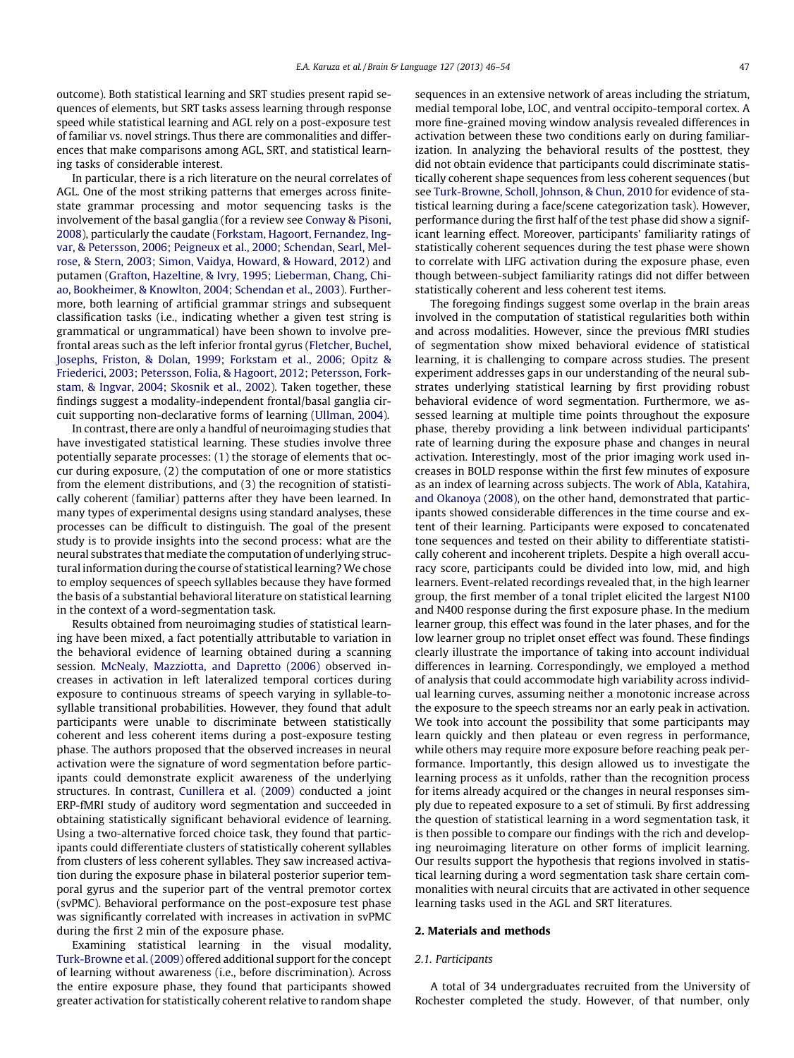outcome). Both statistical learning and SRT studies present rapid sequences of elements, but SRT tasks assess learning through response speed while statistical learning and AGL rely on a post-exposure test of familiar vs. novel strings. Thus there are commonalities and differences that make comparisons among AGL, SRT, and statistical learning tasks of considerable interest.

In particular, there is a rich literature on the neural correlates of AGL. One of the most striking patterns that emerges across finite-state grammar processing and motor sequencing tasks is the involvement of the basal ganglia (for a review see Conway & Pisoni, 2008), particularly the caudate (Forkstam, Hagoort, Fernandez, Ingvar, & Petersson, 2006; Peigneux et al., 2000; Schendan, Searl, Melrose, & Stern, 2003; Simon, Vaidya, Howard, & Howard, 2012) and putamen (Grafton, Hazeltine, & Ivry, 1995; Lieberman, Chang, Chiao, Bookheimer, & Knowlton, 2004; Schendan et al., 2003). Furthermore, both learning of artificial grammar strings and subsequent classification tasks (i.e., indicating whether a given test string is grammatical or ungrammatical) have been shown to involve prefrontal areas such as the left inferior frontal gyrus (Fletcher, Buchel, Josephs, Friston, & Dolan, 1999; Forkstam et al., 2006; Opitz & Friederici, 2003; Petersson, Folia, & Hagoort, 2012; Petersson, Forkstam, & Ingvar, 2004; Skosnik et al., 2002). Taken together, these findings suggest a modality-independent frontal/basal ganglia circuit supporting non-declarative forms of learning (Ullman, 2004).

In contrast, there are only a handful of neuroimaging studies that have investigated statistical learning. These studies involve three potentially separate processes: (1) the storage of elements that occur during exposure, (2) the computation of one or more statistics from the element distributions, and (3) the recognition of statistically coherent (familiar) patterns after they have been learned. In many types of experimental designs using standard analyses, these processes can be difficult to distinguish. The goal of the present study is to provide insights into the second process: what are the neural substrates that mediate the computation of underlying structural information during the course of statistical learning? We chose to employ sequences of speech syllables because they have formed the basis of a substantial behavioral literature on statistical learning in the context of a word-segmentation task.

Results obtained from neuroimaging studies of statistical learning have been mixed, a fact potentially attributable to variation in the behavioral evidence of learning obtained during a scanning session. McNealy, Mazziotta, and Dapretto (2006) observed increases in activation in left lateralized temporal cortices during exposure to continuous streams of speech varying in syllable-to-syllable transitional probabilities. However, they found that adult participants were unable to discriminate between statistically coherent and less coherent items during a post-exposure testing phase. The authors proposed that the observed increases in neural activation were the signature of word segmentation before participants could demonstrate explicit awareness of the underlying structures. In contrast, Cunillera et al. (2009) conducted a joint ERP-fMRI study of auditory word segmentation and succeeded in obtaining statistically significant behavioral evidence of learning. Using a two-alternative forced choice task, they found that participants could differentiate clusters of statistically coherent syllables from clusters of less coherent syllables. They saw increased activation during the exposure phase in bilateral posterior superior temporal gyrus and the superior part of the ventral premotor cortex (svPMC). Behavioral performance on the post-exposure test phase was significantly correlated with increases in activation in svPMC during the first 2 min of the exposure phase.

Examining statistical learning in the visual modality, Turk-Browne et al. (2009) offered additional support for the concept of learning without awareness (i.e., before discrimination). Across the entire exposure phase, they found that participants showed greater activation for statistically coherent relative to random shape sequences in an extensive network of areas including the striatum, medial temporal lobe, LOC, and ventral occipito-temporal cortex. A more fine-grained moving window analysis revealed differences in activation between these two conditions early on during familiarization. In analyzing the behavioral results of the posttest, they did not obtain evidence that participants could discriminate statistically coherent shape sequences from less coherent sequences (but see Turk-Browne, Scholl, Johnson, & Chun, 2010 for evidence of statistical learning during a face/scene categorization task). However, performance during the first half of the test phase did show a significant learning effect. Moreover, participants' familiarity ratings of statistically coherent sequences during the test phase were shown to correlate with LIFG activation during the exposure phase, even though between-subject familiarity ratings did not differ between statistically coherent and less coherent test items.

The foregoing findings suggest some overlap in the brain areas involved in the computation of statistical regularities both within and across modalities. However, since the previous fMRI studies of segmentation show mixed behavioral evidence of statistical learning, it is challenging to compare across studies. The present experiment addresses gaps in our understanding of the neural substrates underlying statistical learning by first providing robust behavioral evidence of word segmentation. Furthermore, we assessed learning at multiple time points throughout the exposure phase, thereby providing a link between individual participants' rate of learning during the exposure phase and changes in neural activation. Interestingly, most of the prior imaging work used increases in BOLD response within the first few minutes of exposure as an index of learning across subjects. The work of Abla, Katahira, and Okanoya (2008), on the other hand, demonstrated that participants showed considerable differences in the time course and extent of their learning. Participants were exposed to concatenated tone sequences and tested on their ability to differentiate statistically coherent and incoherent triplets. Despite a high overall accuracy score, participants could be divided into low, mid, and high learners. Event-related recordings revealed that, in the high learner group, the first member of a tonal triplet elicited the largest N100 and N400 response during the first exposure phase. In the medium learner group, this effect was found in the later phases, and for the low learner group no triplet onset effect was found. These findings clearly illustrate the importance of taking into account individual differences in learning. Correspondingly, we employed a method of analysis that could accommodate high variability across individual learning curves, assuming neither a monotonic increase across the exposure to the speech streams nor an early peak in activation. We took into account the possibility that some participants may learn quickly and then plateau or even regress in performance, while others may require more exposure before reaching peak performance. Importantly, this design allowed us to investigate the learning process as it unfolds, rather than the recognition process for items already acquired or the changes in neural responses simply due to repeated exposure to a set of stimuli. By first addressing the question of statistical learning in a word segmentation task, it is then possible to compare our findings with the rich and developing neuroimaging literature on other forms of implicit learning. Our results support the hypothesis that regions involved in statistical learning during a word segmentation task share certain commonalities with neural circuits that are activated in other sequence learning tasks used in the AGL and SRT literatures.

## 2. Materials and methods

### 2.1. Participants

A total of 34 undergraduates recruited from the University of Rochester completed the study. However, of that number, only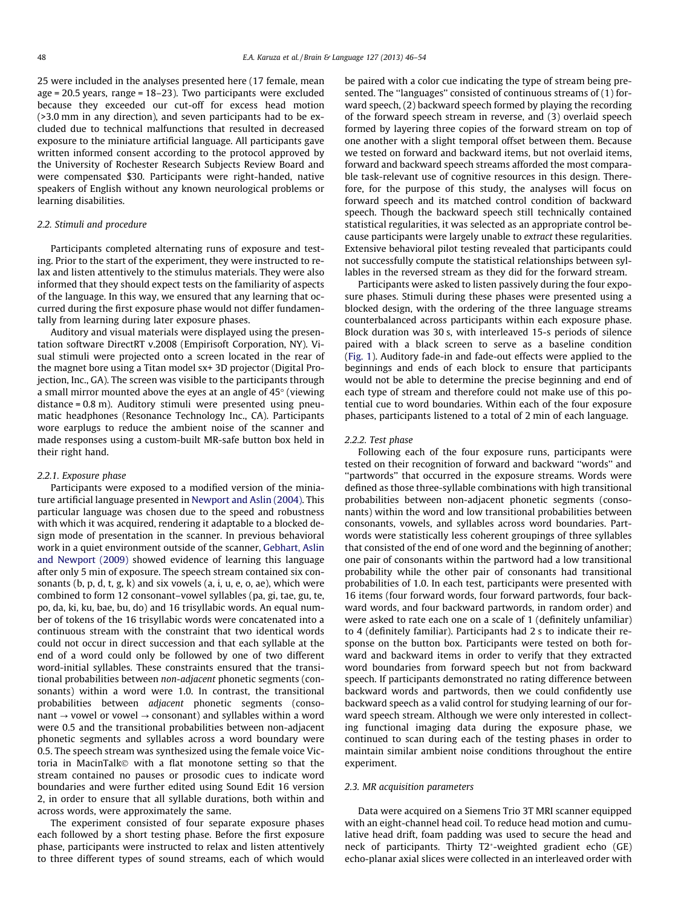25 were included in the analyses presented here (17 female, mean age = 20.5 years, range = 18–23). Two participants were excluded because they exceeded our cut-off for excess head motion (>3.0 mm in any direction), and seven participants had to be excluded due to technical malfunctions that resulted in decreased exposure to the miniature artificial language. All participants gave written informed consent according to the protocol approved by the University of Rochester Research Subjects Review Board and were compensated $30. Participants were right-handed, native speakers of English without any known neurological problems or learning disabilities.

### 2.2. Stimuli and procedure

Participants completed alternating runs of exposure and testing. Prior to the start of the experiment, they were instructed to relax and listen attentively to the stimulus materials. They were also informed that they should expect tests on the familiarity of aspects of the language. In this way, we ensured that any learning that occurred during the first exposure phase would not differ fundamentally from learning during later exposure phases.

Auditory and visual materials were displayed using the presentation software DirectRT v.2008 (Empirisoft Corporation, NY). Visual stimuli were projected onto a screen located in the rear of the magnet bore using a Titan model sx+ 3D projector (Digital Projection, Inc., GA). The screen was visible to the participants through a small mirror mounted above the eyes at an angle of 45° (viewing distance = 0.8 m). Auditory stimuli were presented using pneumatic headphones (Resonance Technology Inc., CA). Participants wore earplugs to reduce the ambient noise of the scanner and made responses using a custom-built MR-safe button box held in their right hand.

#### 2.2.1. Exposure phase

Participants were exposed to a modified version of the miniature artificial language presented in Newport and Aslin (2004). This particular language was chosen due to the speed and robustness with which it was acquired, rendering it adaptable to a blocked design mode of presentation in the scanner. In previous behavioral work in a quiet environment outside of the scanner, Gebhart, Aslin and Newport (2009) showed evidence of learning this language after only 5 min of exposure. The speech stream contained six consonants (b, p, d, t, g, k) and six vowels (a, i, u, e, o, ae), which were combined to form 12 consonant–vowel syllables (pa, gi, tae, gu, te, po, da, ki, ku, bae, bu, do) and 16 trisyllabic words. An equal number of tokens of the 16 trisyllabic words were concatenated into a continuous stream with the constraint that two identical words could not occur in direct succession and that each syllable at the end of a word could only be followed by one of two different word-initial syllables. These constraints ensured that the transitional probabilities between *non-adjacent* phonetic segments (consonants) within a word were 1.0. In contrast, the transitional probabilities between *adjacent* phonetic segments (consonant → vowel or vowel → consonant) and syllables within a word were 0.5 and the transitional probabilities between non-adjacent phonetic segments and syllables across a word boundary were 0.5. The speech stream was synthesized using the female voice Victoria in MacinTalk© with a flat monotone setting so that the stream contained no pauses or prosodic cues to indicate word boundaries and were further edited using Sound Edit 16 version 2, in order to ensure that all syllable durations, both within and across words, were approximately the same.

The experiment consisted of four separate exposure phases each followed by a short testing phase. Before the first exposure phase, participants were instructed to relax and listen attentively to three different types of sound streams, each of which would be paired with a color cue indicating the type of stream being presented. The "languages" consisted of continuous streams of (1) forward speech, (2) backward speech formed by playing the recording of the forward speech stream in reverse, and (3) overlaid speech formed by layering three copies of the forward stream on top of one another with a slight temporal offset between them. Because we tested on forward and backward items, but not overlaid items, forward and backward speech streams afforded the most comparable task-relevant use of cognitive resources in this design. Therefore, for the purpose of this study, the analyses will focus on forward speech and its matched control condition of backward speech. Though the backward speech still technically contained statistical regularities, it was selected as an appropriate control because participants were largely unable to *extract* these regularities. Extensive behavioral pilot testing revealed that participants could not successfully compute the statistical relationships between syllables in the reversed stream as they did for the forward stream.

Participants were asked to listen passively during the four exposure phases. Stimuli during these phases were presented using a blocked design, with the ordering of the three language streams counterbalanced across participants within each exposure phase. Block duration was 30 s, with interleaved 15-s periods of silence paired with a black screen to serve as a baseline condition (Fig. 1). Auditory fade-in and fade-out effects were applied to the beginnings and ends of each block to ensure that participants would not be able to determine the precise beginning and end of each type of stream and therefore could not make use of this potential cue to word boundaries. Within each of the four exposure phases, participants listened to a total of 2 min of each language.

#### 2.2.2. Test phase

Following each of the four exposure runs, participants were tested on their recognition of forward and backward "words" and "partwords" that occurred in the exposure streams. Words were defined as those three-syllable combinations with high transitional probabilities between non-adjacent phonetic segments (consonants) within the word and low transitional probabilities between consonants, vowels, and syllables across word boundaries. Partwords were statistically less coherent groupings of three syllables that consisted of the end of one word and the beginning of another; one pair of consonants within the partword had a low transitional probability while the other pair of consonants had transitional probabilities of 1.0. In each test, participants were presented with 16 items (four forward words, four forward partwords, four backward words, and four backward partwords, in random order) and were asked to rate each one on a scale of 1 (definitely unfamiliar) to 4 (definitely familiar). Participants had 2 s to indicate their response on the button box. Participants were tested on both forward and backward items in order to verify that they extracted word boundaries from forward speech but not from backward speech. If participants demonstrated no rating difference between backward words and partwords, then we could confidently use backward speech as a valid control for studying learning of our forward speech stream. Although we were only interested in collecting functional imaging data during the exposure phase, we continued to scan during each of the testing phases in order to maintain similar ambient noise conditions throughout the entire experiment.

### 2.3. MR acquisition parameters

Data were acquired on a Siemens Trio 3T MRI scanner equipped with an eight-channel head coil. To reduce head motion and cumulative head drift, foam padding was used to secure the head and neck of participants. Thirty $T2^*$-weighted gradient echo (GE) echo-planar axial slices were collected in an interleaved order with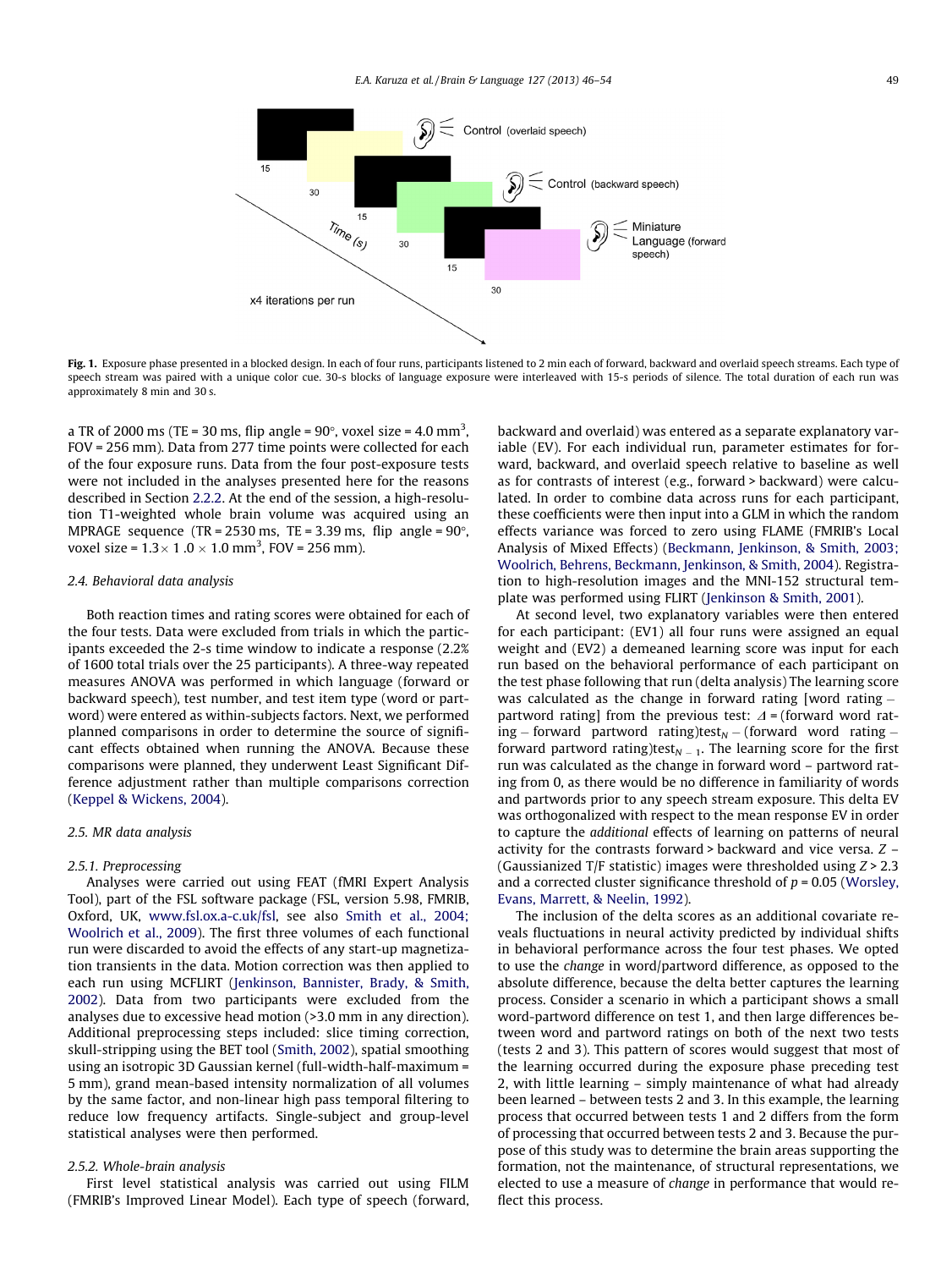**Fig. 1.** Exposure phase presented in a blocked design. In each of four runs, participants listened to 2 min each of forward, backward and overlaid speech streams. Each type of speech stream was paired with a unique color cue. 30-s blocks of language exposure were interleaved with 15-s periods of silence. The total duration of each run was approximately 8 min and 30 s.

a TR of 2000 ms (TE = 30 ms, flip angle = 90°, voxel size = 4.0 mm$^3$, FOV = 256 mm). Data from 277 time points were collected for each of the four exposure runs. Data from the four post-exposure tests were not included in the analyses presented here for the reasons described in Section 2.2.2. At the end of the session, a high-resolution T1-weighted whole brain volume was acquired using an MPRAGE sequence (TR = 2530 ms, TE = 3.39 ms, flip angle = 90°, voxel size = $1.3 \times 1.0 \times 1.0$ mm$^3$, FOV = 256 mm).

### 2.4. Behavioral data analysis

Both reaction times and rating scores were obtained for each of the four tests. Data were excluded from trials in which the participants exceeded the 2-s time window to indicate a response (2.2% of 1600 total trials over the 25 participants). A three-way repeated measures ANOVA was performed in which language (forward or backward speech), test number, and test item type (word or part-word) were entered as within-subjects factors. Next, we performed planned comparisons in order to determine the source of significant effects obtained when running the ANOVA. Because these comparisons were planned, they underwent Least Significant Difference adjustment rather than multiple comparisons correction (Keppel & Wickens, 2004).

### 2.5. MR data analysis

#### 2.5.1. Preprocessing

Analyses were carried out using FEAT (fMRI Expert Analysis Tool), part of the FSL software package (FSL, version 5.98, FMRIB, Oxford, UK, www.fsl.ox.a-c.uk/fsl, see also Smith et al., 2004; Woolrich et al., 2009). The first three volumes of each functional run were discarded to avoid the effects of any start-up magnetization transients in the data. Motion correction was then applied to each run using MCFLIRT (Jenkinson, Bannister, Brady, & Smith, 2002). Data from two participants were excluded from the analyses due to excessive head motion (>3.0 mm in any direction). Additional preprocessing steps included: slice timing correction, skull-stripping using the BET tool (Smith, 2002), spatial smoothing using an isotropic 3D Gaussian kernel (full-width-half-maximum = 5 mm), grand mean-based intensity normalization of all volumes by the same factor, and non-linear high pass temporal filtering to reduce low frequency artifacts. Single-subject and group-level statistical analyses were then performed.

#### 2.5.2. Whole-brain analysis

First level statistical analysis was carried out using FILM (FMRIB's Improved Linear Model). Each type of speech (forward, backward and overlaid) was entered as a separate explanatory variable (EV). For each individual run, parameter estimates for forward, backward, and overlaid speech relative to baseline as well as for contrasts of interest (e.g., forward > backward) were calculated. In order to combine data across runs for each participant, these coefficients were then input into a GLM in which the random effects variance was forced to zero using FLAME (FMRIB's Local Analysis of Mixed Effects) (Beckmann, Jenkinson, & Smith, 2003; Woolrich, Behrens, Beckmann, Jenkinson, & Smith, 2004). Registration to high-resolution images and the MNI-152 structural template was performed using FLIRT (Jenkinson & Smith, 2001).

At second level, two explanatory variables were then entered for each participant: (EV1) all four runs were assigned an equal weight and (EV2) a demeaned learning score was input for each run based on the behavioral performance of each participant on the test phase following that run (delta analysis) The learning score was calculated as the change in forward rating [word rating – partword rating] from the previous test: $\Delta$ = (forward word rating – forward partword rating)test$_N$ – (forward word rating – forward partword rating)test$_{N-1}$. The learning score for the first run was calculated as the change in forward word – partword rating from 0, as there would be no difference in familiarity of words and partwords prior to any speech stream exposure. This delta EV was orthogonalized with respect to the mean response EV in order to capture the *additional* effects of learning on patterns of neural activity for the contrasts forward > backward and vice versa. Z – (Gaussianized T/F statistic) images were thresholded using $Z > 2.3$ and a corrected cluster significance threshold of $p = 0.05$ (Worsley, Evans, Marrett, & Neelin, 1992).

The inclusion of the delta scores as an additional covariate reveals fluctuations in neural activity predicted by individual shifts in behavioral performance across the four test phases. We opted to use the *change* in word/partword difference, as opposed to the absolute difference, because the delta better captures the learning process. Consider a scenario in which a participant shows a small word-partword difference on test 1, and then large differences between word and partword ratings on both of the next two tests (tests 2 and 3). This pattern of scores would suggest that most of the learning occurred during the exposure phase preceding test 2, with little learning – simply maintenance of what had already been learned – between tests 2 and 3. In this example, the learning process that occurred between tests 1 and 2 differs from the form of processing that occurred between tests 2 and 3. Because the purpose of this study was to determine the brain areas supporting the formation, not the maintenance, of structural representations, we elected to use a measure of *change* in performance that would reflect this process.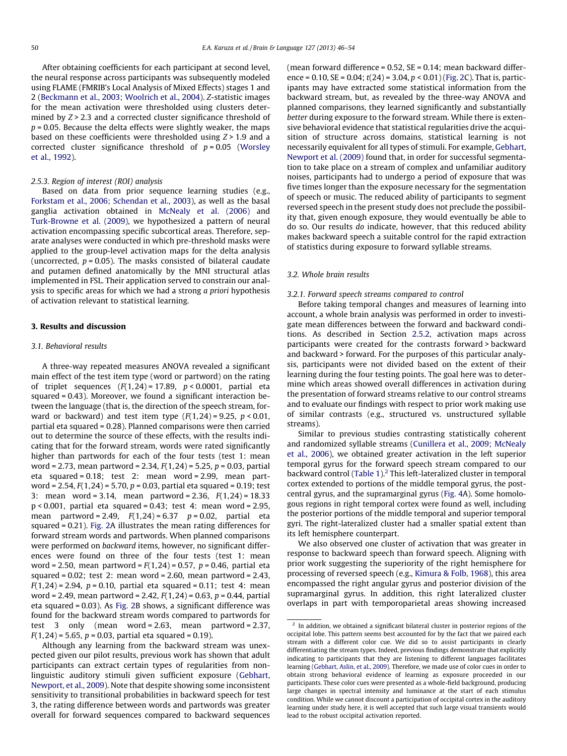After obtaining coefficients for each participant at second level, the neural response across participants was subsequently modeled using FLAME (FMRIB's Local Analysis of Mixed Effects) stages 1 and 2 (Beckmann et al., 2003; Woolrich et al., 2004). Z-statistic images for the mean activation were thresholded using clusters determined by $Z > 2.3$ and a corrected cluster significance threshold of $p = 0.05$. Because the delta effects were slightly weaker, the maps based on these coefficients were thresholded using $Z > 1.9$ and a corrected cluster significance threshold of $p = 0.05$ (Worsley et al., 1992).

#### 2.5.3. Region of interest (ROI) analysis

Based on data from prior sequence learning studies (e.g., Forkstam et al., 2006; Schendan et al., 2003), as well as the basal ganglia activation obtained in McNealy et al. (2006) and Turk-Browne et al. (2009), we hypothesized a pattern of neural activation encompassing specific subcortical areas. Therefore, separate analyses were conducted in which pre-threshold masks were applied to the group-level activation maps for the delta analysis (uncorrected, $p = 0.05$). The masks consisted of bilateral caudate and putamen defined anatomically by the MNI structural atlas implemented in FSL. Their application served to constrain our analysis to specific areas for which we had a strong *a priori* hypothesis of activation relevant to statistical learning.

## 3. Results and discussion

### 3.1. Behavioral results

A three-way repeated measures ANOVA revealed a significant main effect of the test item type (word or partword) on the rating of triplet sequences ($F(1,24) = 17.89$, $p < 0.0001$, partial eta squared = 0.43). Moreover, we found a significant interaction between the language (that is, the direction of the speech stream, forward or backward) and test item type ($F(1,24) = 9.25$, $p < 0.01$, partial eta squared = 0.28). Planned comparisons were then carried out to determine the source of these effects, with the results indicating that for the forward stream, words were rated significantly higher than partwords for each of the four tests (test 1: mean word = 2.73, mean partword = 2.34, $F(1,24) = 5.25$, $p = 0.03$, partial eta squared = 0.18; test 2: mean word = 2.99, mean partword = 2.54, $F(1,24) = 5.70$, $p = 0.03$, partial eta squared = 0.19; test 3: mean word = 3.14, mean partword = 2.36, $F(1,24) = 18.33$ $p < 0.001$, partial eta squared = 0.43; test 4: mean word = 2.95, mean partword = 2.49, $F(1,24) = 6.37$ $p = 0.02$, partial eta squared = 0.21). Fig. 2A illustrates the mean rating differences for forward stream words and partwords. When planned comparisons were performed on *backward* items, however, no significant differences were found on three of the four tests (test 1: mean word = 2.50, mean partword = $F(1,24) = 0.57$, $p = 0.46$, partial eta squared = 0.02; test 2: mean word = 2.60, mean partword = 2.43, $F(1,24) = 2.94$, $p = 0.10$, partial eta squared = 0.11; test 4: mean word = 2.49, mean partword = 2.42, $F(1,24) = 0.63$, $p = 0.44$, partial eta squared = 0.03). As Fig. 2B shows, a significant difference was found for the backward stream words compared to partwords for test 3 only (mean word = 2.63, mean partword = 2.37, $F(1,24) = 5.65$, $p = 0.03$, partial eta squared = 0.19).

Although any learning from the backward stream was unexpected given our pilot results, previous work has shown that adult participants can extract certain types of regularities from nonlinguistic auditory stimuli given sufficient exposure (Gebhart, Newport, et al., 2009). Note that despite showing some inconsistent sensitivity to transitional probabilities in backward speech for test 3, the rating difference between words and partwords was greater overall for forward sequences compared to backward sequences (mean forward difference = 0.52, SE = 0.14; mean backward difference = 0.10, SE = 0.04; $t(24) = 3.04$, $p < 0.01$) (Fig. 2C). That is, participants may have extracted some statistical information from the backward stream, but, as revealed by the three-way ANOVA and planned comparisons, they learned significantly and substantially *better* during exposure to the forward stream. While there is extensive behavioral evidence that statistical regularities drive the acquisition of structure across domains, statistical learning is not necessarily equivalent for all types of stimuli. For example, Gebhart, Newport et al. (2009) found that, in order for successful segmentation to take place on a stream of complex and unfamiliar auditory noises, participants had to undergo a period of exposure that was five times longer than the exposure necessary for the segmentation of speech or music. The reduced ability of participants to segment reversed speech in the present study does not preclude the possibility that, given enough exposure, they would eventually be able to do so. Our results *do* indicate, however, that this reduced ability makes backward speech a suitable control for the rapid extraction of statistics during exposure to forward syllable streams.

### 3.2. Whole brain results

#### 3.2.1. Forward speech streams compared to control

Before taking temporal changes and measures of learning into account, a whole brain analysis was performed in order to investigate mean differences between the forward and backward conditions. As described in Section 2.5.2, activation maps across participants were created for the contrasts forward > backward and backward > forward. For the purposes of this particular analysis, participants were not divided based on the extent of their learning during the four testing points. The goal here was to determine which areas showed overall differences in activation during the presentation of forward streams relative to our control streams and to evaluate our findings with respect to prior work making use of similar contrasts (e.g., structured vs. unstructured syllable streams).

Similar to previous studies contrasting statistically coherent and randomized syllable streams (Cunillera et al., 2009; McNealy et al., 2006), we obtained greater activation in the left superior temporal gyrus for the forward speech stream compared to our backward control (Table 1).[2] This left-lateralized cluster in temporal cortex extended to portions of the middle temporal gyrus, the post-central gyrus, and the supramarginal gyrus (Fig. 4A). Some homologous regions in right temporal cortex were found as well, including the posterior portions of the middle temporal and superior temporal gyri. The right-lateralized cluster had a smaller spatial extent than its left hemisphere counterpart.

We also observed one cluster of activation that was greater in response to backward speech than forward speech. Aligning with prior work suggesting the superiority of the right hemisphere for processing of reversed speech (e.g., Kimura & Folb, 1968), this area encompassed the right angular gyrus and posterior division of the supramarginal gyrus. In addition, this right lateralized cluster overlaps in part with temporoparietal areas showing increased

[2] In addition, we obtained a significant bilateral cluster in posterior regions of the occipital lobe. This pattern seems best accounted for by the fact that we paired each stream with a different color cue. We did so to assist participants in clearly differentiating the stream types. Indeed, previous findings demonstrate that explicitly indicating to participants that they are listening to different languages facilitates learning (Gebhart, Aslin, et al., 2009). Therefore, we made use of color cues in order to obtain strong behavioral evidence of learning as exposure proceeded in our participants. These color cues were presented as a whole-field background, producing large changes in spectral intensity and luminance at the start of each stimulus condition. While we cannot discount a participation of occipital cortex in the auditory learning under study here, it is well accepted that such large visual transients would lead to the robust occipital activation reported.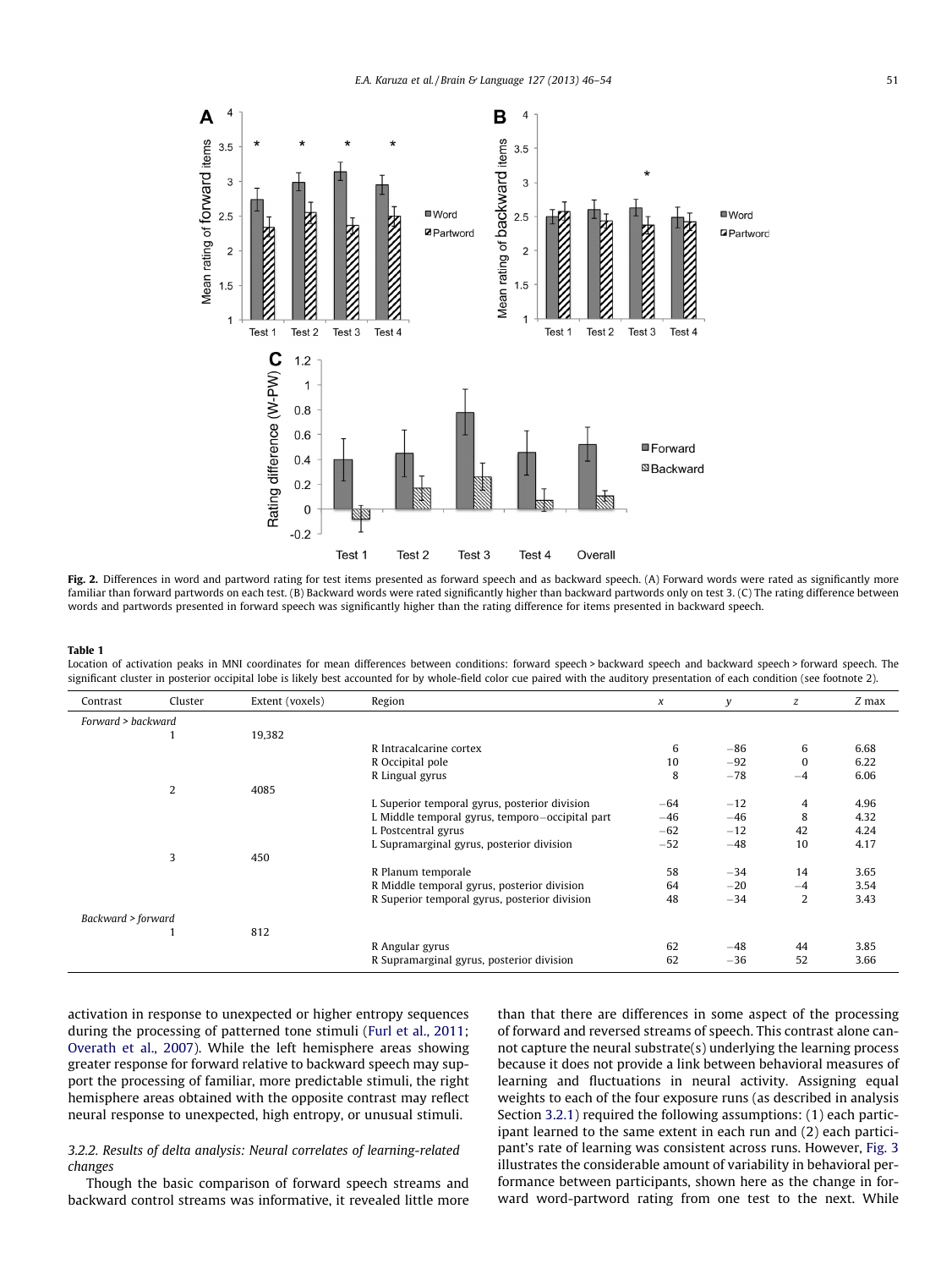Fig. 2. Differences in word and partword rating for test items presented as forward speech and as backward speech. (A) Forward words were rated as significantly more familiar than forward partwords on each test. (B) Backward words were rated significantly higher than backward partwords only on test 3. (C) The rating difference between words and partwords presented in forward speech was significantly higher than the rating difference for items presented in backward speech.

**Table 1**
Location of activation peaks in MNI coordinates for mean differences between conditions: forward speech > backward speech and backward speech > forward speech. The significant cluster in posterior occipital lobe is likely best accounted for by whole-field color cue paired with the auditory presentation of each condition (see footnote 2).

| Contrast | Cluster | Extent (voxels) | Region | x | y | z | Z max |
|---|---|---|---|---|---|---|---|
| *Forward > backward* | | | | | | | |
| | 1 | 19,382 | | | | | |
| | | | R Intracalcarine cortex | 6 | −86 | 6 | 6.68 |
| | | | R Occipital pole | 10 | −92 | 0 | 6.22 |
| | | | R Lingual gyrus | 8 | −78 | −4 | 6.06 |
| | 2 | 4085 | | | | | |
| | | | L Superior temporal gyrus, posterior division | −64 | −12 | 4 | 4.96 |
| | | | L Middle temporal gyrus, temporo−occipital part | −46 | −46 | 8 | 4.32 |
| | | | L Postcentral gyrus | −62 | −12 | 42 | 4.24 |
| | | | L Supramarginal gyrus, posterior division | −52 | −48 | 10 | 4.17 |
| | 3 | 450 | | | | | |
| | | | R Planum temporale | 58 | −34 | 14 | 3.65 |
| | | | R Middle temporal gyrus, posterior division | 64 | −20 | −4 | 3.54 |
| | | | R Superior temporal gyrus, posterior division | 48 | −34 | 2 | 3.43 |
| *Backward > forward* | | | | | | | |
| | 1 | 812 | | | | | |
| | | | R Angular gyrus | 62 | −48 | 44 | 3.85 |
| | | | R Supramarginal gyrus, posterior division | 62 | −36 | 52 | 3.66 |

activation in response to unexpected or higher entropy sequences during the processing of patterned tone stimuli (Furl et al., 2011; Overath et al., 2007). While the left hemisphere areas showing greater response for forward relative to backward speech may support the processing of familiar, more predictable stimuli, the right hemisphere areas obtained with the opposite contrast may reflect neural response to unexpected, high entropy, or unusual stimuli.

### 3.2.2. Results of delta analysis: Neural correlates of learning-related changes

Though the basic comparison of forward speech streams and backward control streams was informative, it revealed little more than that there are differences in some aspect of the processing of forward and reversed streams of speech. This contrast alone cannot capture the neural substrate(s) underlying the learning process because it does not provide a link between behavioral measures of learning and fluctuations in neural activity. Assigning equal weights to each of the four exposure runs (as described in analysis Section 3.2.1) required the following assumptions: (1) each participant learned to the same extent in each run and (2) each participant's rate of learning was consistent across runs. However, Fig. 3 illustrates the considerable amount of variability in behavioral performance between participants, shown here as the change in forward word-partword rating from one test to the next. While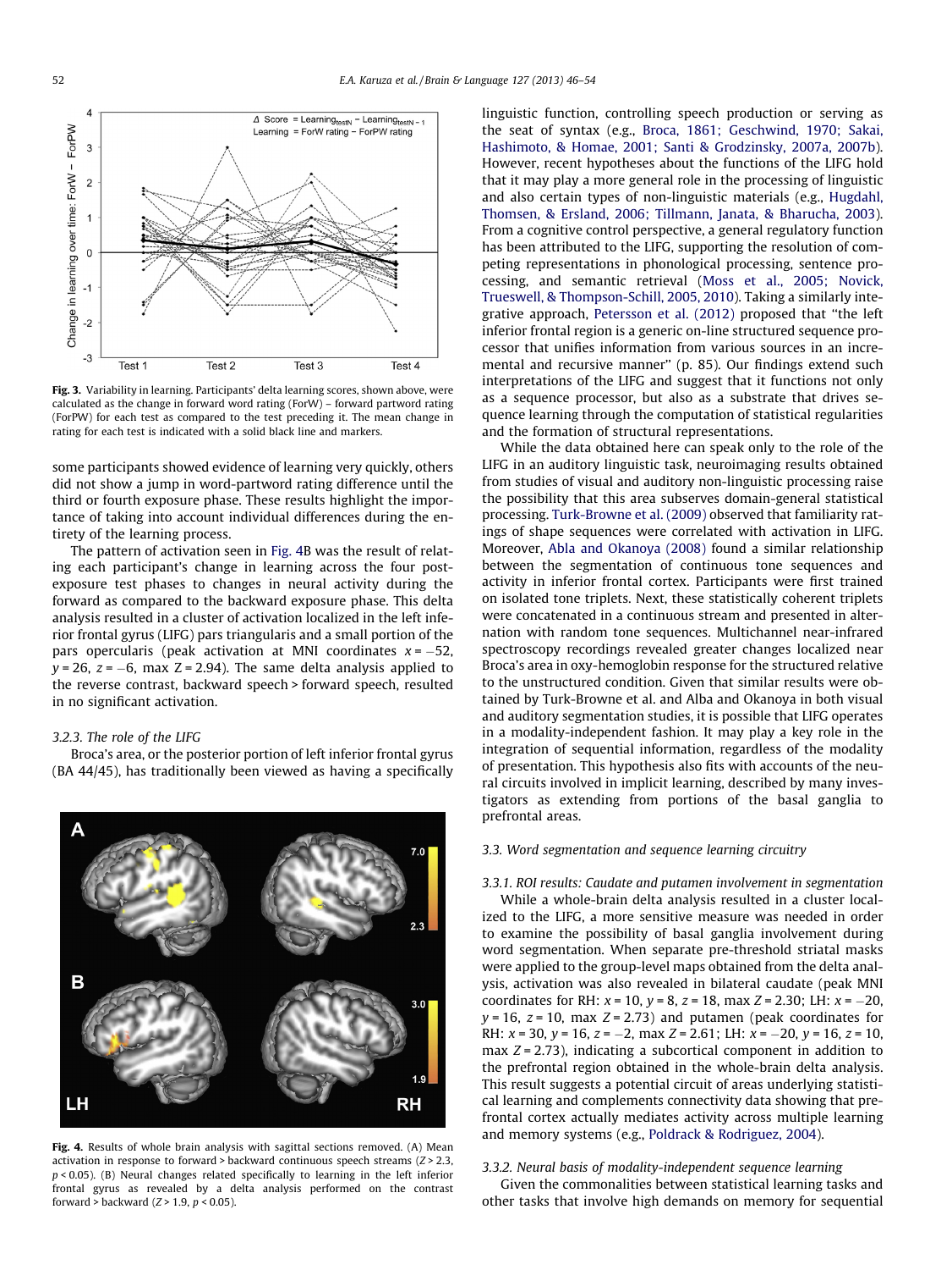Fig. 3. Variability in learning. Participants' delta learning scores, shown above, were calculated as the change in forward word rating (ForW) – forward partword rating (ForPW) for each test as compared to the test preceding it. The mean change in rating for each test is indicated with a solid black line and markers.

some participants showed evidence of learning very quickly, others did not show a jump in word-partword rating difference until the third or fourth exposure phase. These results highlight the importance of taking into account individual differences during the entirety of the learning process.

The pattern of activation seen in Fig. 4B was the result of relating each participant's change in learning across the four post-exposure test phases to changes in neural activity during the forward as compared to the backward exposure phase. This delta analysis resulted in a cluster of activation localized in the left inferior frontal gyrus (LIFG) pars triangularis and a small portion of the pars opercularis (peak activation at MNI coordinates $x = -52$, $y = 26$, $z = -6$, max $Z = 2.94$). The same delta analysis applied to the reverse contrast, backward speech > forward speech, resulted in no significant activation.

#### 3.2.3. The role of the LIFG

Broca's area, or the posterior portion of left inferior frontal gyrus (BA 44/45), has traditionally been viewed as having a specifically linguistic function, controlling speech production or serving as the seat of syntax (e.g., Broca, 1861; Geschwind, 1970; Sakai, Hashimoto, & Homae, 2001; Santi & Grodzinsky, 2007a, 2007b). However, recent hypotheses about the functions of the LIFG hold that it may play a more general role in the processing of linguistic and also certain types of non-linguistic materials (e.g., Hugdahl, Thomsen, & Ersland, 2006; Tillmann, Janata, & Bharucha, 2003). From a cognitive control perspective, a general regulatory function has been attributed to the LIFG, supporting the resolution of competing representations in phonological processing, sentence processing, and semantic retrieval (Moss et al., 2005; Novick, Trueswell, & Thompson-Schill, 2005, 2010). Taking a similarly integrative approach, Petersson et al. (2012) proposed that "the left inferior frontal region is a generic on-line structured sequence processor that unifies information from various sources in an incremental and recursive manner" (p. 85). Our findings extend such interpretations of the LIFG and suggest that it functions not only as a sequence processor, but also as a substrate that drives sequence learning through the computation of statistical regularities and the formation of structural representations.

While the data obtained here can speak only to the role of the LIFG in an auditory linguistic task, neuroimaging results obtained from studies of visual and auditory non-linguistic processing raise the possibility that this area subserves domain-general statistical processing. Turk-Browne et al. (2009) observed that familiarity ratings of shape sequences were correlated with activation in LIFG. Moreover, Abla and Okanoya (2008) found a similar relationship between the segmentation of continuous tone sequences and activity in inferior frontal cortex. Participants were first trained on isolated tone triplets. Next, these statistically coherent triplets were concatenated in a continuous stream and presented in alternation with random tone sequences. Multichannel near-infrared spectroscopy recordings revealed greater changes localized near Broca's area in oxy-hemoglobin response for the structured relative to the unstructured condition. Given that similar results were obtained by Turk-Browne et al. and Abla and Okanoya in both visual and auditory segmentation studies, it is possible that LIFG operates in a modality-independent fashion. It may play a key role in the integration of sequential information, regardless of the modality of presentation. This hypothesis also fits with accounts of the neural circuits involved in implicit learning, described by many investigators as extending from portions of the basal ganglia to prefrontal areas.

Fig. 4. Results of whole brain analysis with sagittal sections removed. (A) Mean activation in response to forward > backward continuous speech streams ($Z > 2.3$, $p < 0.05$). (B) Neural changes related specifically to learning in the left inferior frontal gyrus as revealed by a delta analysis performed on the contrast forward > backward ($Z > 1.9$, $p < 0.05$).

### 3.3. Word segmentation and sequence learning circuitry

#### 3.3.1. ROI results: Caudate and putamen involvement in segmentation

While a whole-brain delta analysis resulted in a cluster localized to the LIFG, a more sensitive measure was needed in order to examine the possibility of basal ganglia involvement during word segmentation. When separate pre-threshold striatal masks were applied to the group-level maps obtained from the delta analysis, activation was also revealed in bilateral caudate (peak MNI coordinates for RH: $x = 10$, $y = 8$, $z = 18$, max $Z = 2.30$; LH: $x = -20$, $y = 16$, $z = 10$, max $Z = 2.73$) and putamen (peak coordinates for RH: $x = 30$, $y = 16$, $z = -2$, max $Z = 2.61$; LH: $x = -20$, $y = 16$, $z = 10$, max $Z = 2.73$), indicating a subcortical component in addition to the prefrontal region obtained in the whole-brain delta analysis. This result suggests a potential circuit of areas underlying statistical learning and complements connectivity data showing that prefrontal cortex actually mediates activity across multiple learning and memory systems (e.g., Poldrack & Rodriguez, 2004).

#### 3.3.2. Neural basis of modality-independent sequence learning

Given the commonalities between statistical learning tasks and other tasks that involve high demands on memory for sequential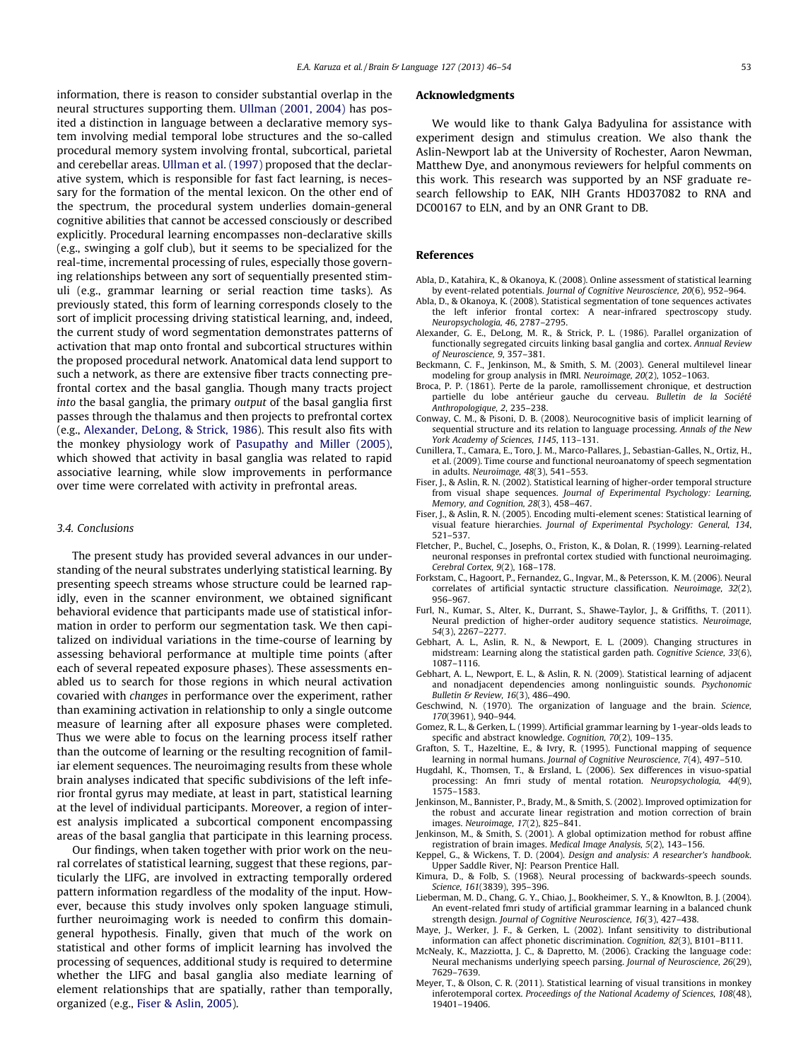information, there is reason to consider substantial overlap in the neural structures supporting them. Ullman (2001, 2004) has posited a distinction in language between a declarative memory system involving medial temporal lobe structures and the so-called procedural memory system involving frontal, subcortical, parietal and cerebellar areas. Ullman et al. (1997) proposed that the declarative system, which is responsible for fast fact learning, is necessary for the formation of the mental lexicon. On the other end of the spectrum, the procedural system underlies domain-general cognitive abilities that cannot be accessed consciously or described explicitly. Procedural learning encompasses non-declarative skills (e.g., swinging a golf club), but it seems to be specialized for the real-time, incremental processing of rules, especially those governing relationships between any sort of sequentially presented stimuli (e.g., grammar learning or serial reaction time tasks). As previously stated, this form of learning corresponds closely to the sort of implicit processing driving statistical learning, and, indeed, the current study of word segmentation demonstrates patterns of activation that map onto frontal and subcortical structures within the proposed procedural network. Anatomical data lend support to such a network, as there are extensive fiber tracts connecting prefrontal cortex and the basal ganglia. Though many tracts project *into* the basal ganglia, the primary *output* of the basal ganglia first passes through the thalamus and then projects to prefrontal cortex (e.g., Alexander, DeLong, & Strick, 1986). This result also fits with the monkey physiology work of Pasupathy and Miller (2005), which showed that activity in basal ganglia was related to rapid associative learning, while slow improvements in performance over time were correlated with activity in prefrontal areas.

### 3.4. Conclusions

The present study has provided several advances in our understanding of the neural substrates underlying statistical learning. By presenting speech streams whose structure could be learned rapidly, even in the scanner environment, we obtained significant behavioral evidence that participants made use of statistical information in order to perform our segmentation task. We then capitalized on individual variations in the time-course of learning by assessing behavioral performance at multiple time points (after each of several repeated exposure phases). These assessments enabled us to search for those regions in which neural activation covaried with *changes* in performance over the experiment, rather than examining activation in relationship to only a single outcome measure of learning after all exposure phases were completed. Thus we were able to focus on the learning process itself rather than the outcome of learning or the resulting recognition of familiar element sequences. The neuroimaging results from these whole brain analyses indicated that specific subdivisions of the left inferior frontal gyrus may mediate, at least in part, statistical learning at the level of individual participants. Moreover, a region of interest analysis implicated a subcortical component encompassing areas of the basal ganglia that participate in this learning process.

Our findings, when taken together with prior work on the neural correlates of statistical learning, suggest that these regions, particularly the LIFG, are involved in extracting temporally ordered pattern information regardless of the modality of the input. However, because this study involves only spoken language stimuli, further neuroimaging work is needed to confirm this domain-general hypothesis. Finally, given that much of the work on statistical and other forms of implicit learning has involved the processing of sequences, additional study is required to determine whether the LIFG and basal ganglia also mediate learning of element relationships that are spatially, rather than temporally, organized (e.g., Fiser & Aslin, 2005).

## Acknowledgments

We would like to thank Galya Badyulina for assistance with experiment design and stimulus creation. We also thank the Aslin-Newport lab at the University of Rochester, Aaron Newman, Matthew Dye, and anonymous reviewers for helpful comments on this work. This research was supported by an NSF graduate research fellowship to EAK, NIH Grants HD037082 to RNA and DC00167 to ELN, and by an ONR Grant to DB.

## References

Abla, D., Katahira, K., & Okanoya, K. (2008). Online assessment of statistical learning by event-related potentials. *Journal of Cognitive Neuroscience, 20*(6), 952–964.

Abla, D., & Okanoya, K. (2008). Statistical segmentation of tone sequences activates the left inferior frontal cortex: A near-infrared spectroscopy study. *Neuropsychologia, 46*, 2787–2795.

Alexander, G. E., DeLong, M. R., & Strick, P. L. (1986). Parallel organization of functionally segregated circuits linking basal ganglia and cortex. *Annual Review of Neuroscience, 9*, 357–381.

Beckmann, C. F., Jenkinson, M., & Smith, S. M. (2003). General multilevel linear modeling for group analysis in fMRI. *Neuroimage, 20*(2), 1052–1063.

Broca, P. P. (1861). Perte de la parole, ramollissement chronique, et destruction partielle du lobe antérieur gauche du cerveau. *Bulletin de la Société Anthropologique, 2*, 235–238.

Conway, C. M., & Pisoni, D. B. (2008). Neurocognitive basis of implicit learning of sequential structure and its relation to language processing. *Annals of the New York Academy of Sciences, 1145*, 113–131.

Cunillera, T., Camara, E., Toro, J. M., Marco-Pallares, J., Sebastian-Galles, N., Ortiz, H., et al. (2009). Time course and functional neuroanatomy of speech segmentation in adults. *Neuroimage, 48*(3), 541–553.

Fiser, J., & Aslin, R. N. (2002). Statistical learning of higher-order temporal structure from visual shape sequences. *Journal of Experimental Psychology: Learning, Memory, and Cognition, 28*(3), 458–467.

Fiser, J., & Aslin, R. N. (2005). Encoding multi-element scenes: Statistical learning of visual feature hierarchies. *Journal of Experimental Psychology: General, 134*, 521–537.

Fletcher, P., Buchel, C., Josephs, O., Friston, K., & Dolan, R. (1999). Learning-related neuronal responses in prefrontal cortex studied with functional neuroimaging. *Cerebral Cortex, 9*(2), 168–178.

Forkstam, C., Hagoort, P., Fernandez, G., Ingvar, M., & Petersson, K. M. (2006). Neural correlates of artificial syntactic structure classification. *Neuroimage, 32*(2), 956–967.

Furl, N., Kumar, S., Alter, K., Durrant, S., Shawe-Taylor, J., & Griffiths, T. (2011). Neural prediction of higher-order auditory sequence statistics. *Neuroimage, 54*(3), 2267–2277.

Gebhart, A. L., Aslin, R. N., & Newport, E. L. (2009). Changing structures in midstream: Learning along the statistical garden path. *Cognitive Science, 33*(6), 1087–1116.

Gebhart, A. L., Newport, E. L., & Aslin, R. N. (2009). Statistical learning of adjacent and nonadjacent dependencies among nonlinguistic sounds. *Psychonomic Bulletin & Review, 16*(3), 486–490.

Geschwind, N. (1970). The organization of language and the brain. *Science, 170*(3961), 940–944.

Gomez, R. L., & Gerken, L. (1999). Artificial grammar learning by 1-year-olds leads to specific and abstract knowledge. *Cognition, 70*(2), 109–135.

Grafton, S. T., Hazeltine, E., & Ivry, R. (1995). Functional mapping of sequence learning in normal humans. *Journal of Cognitive Neuroscience, 7*(4), 497–510.

Hugdahl, K., Thomsen, T., & Ersland, L. (2006). Sex differences in visuo-spatial processing: An fmri study of mental rotation. *Neuropsychologia, 44*(9), 1575–1583.

Jenkinson, M., Bannister, P., Brady, M., & Smith, S. (2002). Improved optimization for the robust and accurate linear registration and motion correction of brain images. *Neuroimage, 17*(2), 825–841.

Jenkinson, M., & Smith, S. (2001). A global optimization method for robust affine registration of brain images. *Medical Image Analysis, 5*(2), 143–156.

Keppel, G., & Wickens, T. D. (2004). *Design and analysis: A researcher's handbook*. Upper Saddle River, NJ: Pearson Prentice Hall.

Kimura, D., & Folb, S. (1968). Neural processing of backwards-speech sounds. *Science, 161*(3839), 395–396.

Lieberman, M. D., Chang, G. Y., Chiao, J., Bookheimer, S. Y., & Knowlton, B. J. (2004). An event-related fmri study of artificial grammar learning in a balanced chunk strength design. *Journal of Cognitive Neuroscience, 16*(3), 427–438.

Maye, J., Werker, J. F., & Gerken, L. (2002). Infant sensitivity to distributional information can affect phonetic discrimination. *Cognition, 82*(3), B101–B111.

McNealy, K., Mazziotta, J. C., & Dapretto, M. (2006). Cracking the language code: Neural mechanisms underlying speech parsing. *Journal of Neuroscience, 26*(29), 7629–7639.

Meyer, T., & Olson, C. R. (2011). Statistical learning of visual transitions in monkey inferotemporal cortex. *Proceedings of the National Academy of Sciences, 108*(48), 19401–19406.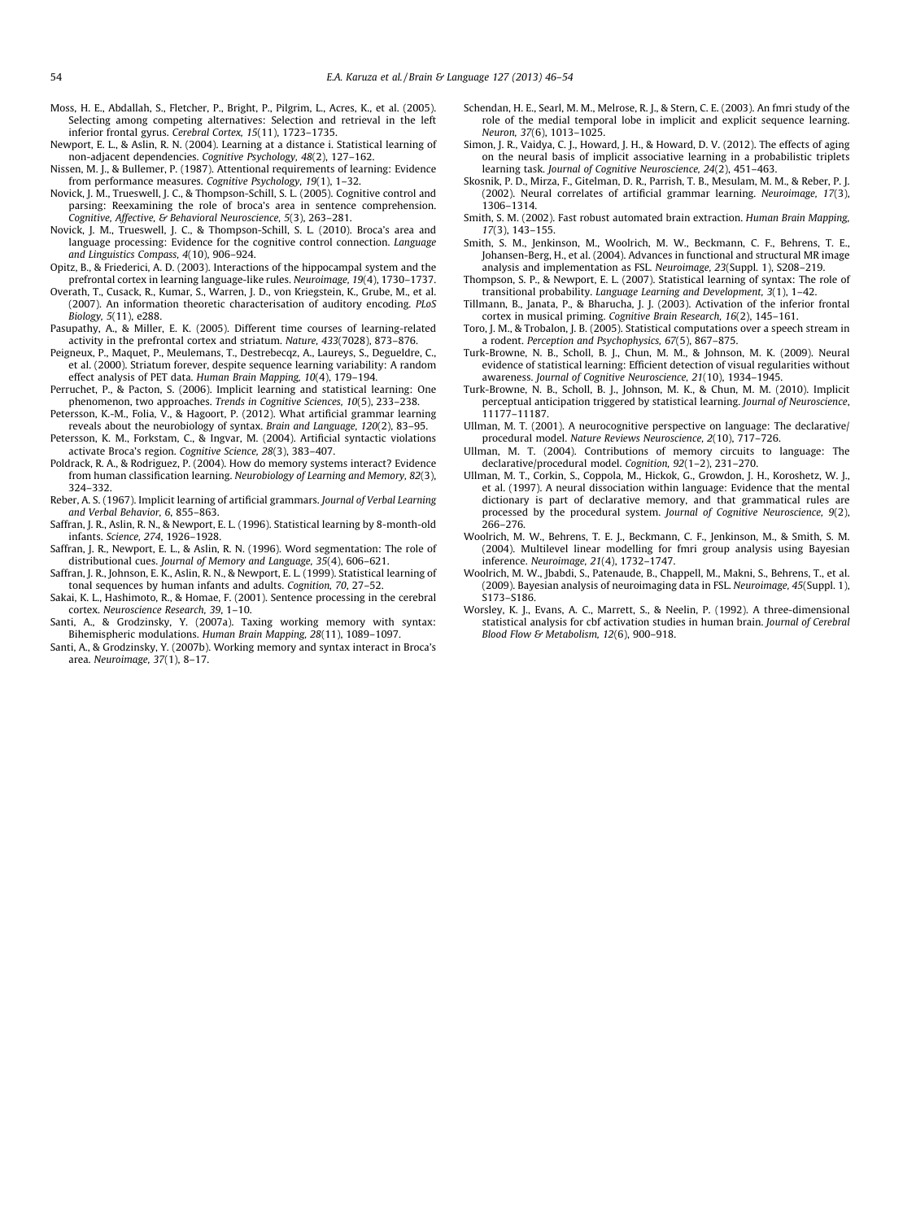Moss, H. E., Abdallah, S., Fletcher, P., Bright, P., Pilgrim, L., Acres, K., et al. (2005). Selecting among competing alternatives: Selection and retrieval in the left inferior frontal gyrus. *Cerebral Cortex, 15*(11), 1723–1735.

Newport, E. L., & Aslin, R. N. (2004). Learning at a distance i. Statistical learning of non-adjacent dependencies. *Cognitive Psychology, 48*(2), 127–162.

Nissen, M. J., & Bullemer, P. (1987). Attentional requirements of learning: Evidence from performance measures. *Cognitive Psychology, 19*(1), 1–32.

Novick, J. M., Trueswell, J. C., & Thompson-Schill, S. L. (2005). Cognitive control and parsing: Reexamining the role of broca's area in sentence comprehension. *Cognitive, Affective, & Behavioral Neuroscience, 5*(3), 263–281.

Novick, J. M., Trueswell, J. C., & Thompson-Schill, S. L. (2010). Broca's area and language processing: Evidence for the cognitive control connection. *Language and Linguistics Compass, 4*(10), 906–924.

Opitz, B., & Friederici, A. D. (2003). Interactions of the hippocampal system and the prefrontal cortex in learning language-like rules. *Neuroimage, 19*(4), 1730–1737.

Overath, T., Cusack, R., Kumar, S., Warren, J. D., von Kriegstein, K., Grube, M., et al. (2007). An information theoretic characterisation of auditory encoding. *PLoS Biology, 5*(11), e288.

Pasupathy, A., & Miller, E. K. (2005). Different time courses of learning-related activity in the prefrontal cortex and striatum. *Nature, 433*(7028), 873–876.

Peigneux, P., Maquet, P., Meulemans, T., Destrebecqz, A., Laureys, S., Degueldre, C., et al. (2000). Striatum forever, despite sequence learning variability: A random effect analysis of PET data. *Human Brain Mapping, 10*(4), 179–194.

Perruchet, P., & Pacton, S. (2006). Implicit learning and statistical learning: One phenomenon, two approaches. *Trends in Cognitive Sciences, 10*(5), 233–238.

Petersson, K.-M., Folia, V., & Hagoort, P. (2012). What artificial grammar learning reveals about the neurobiology of syntax. *Brain and Language, 120*(2), 83–95.

Petersson, K. M., Forkstam, C., & Ingvar, M. (2004). Artificial syntactic violations activate Broca's region. *Cognitive Science, 28*(3), 383–407.

Poldrack, R. A., & Rodriguez, P. (2004). How do memory systems interact? Evidence from human classification learning. *Neurobiology of Learning and Memory, 82*(3), 324–332.

Reber, A. S. (1967). Implicit learning of artificial grammars. *Journal of Verbal Learning and Verbal Behavior, 6*, 855–863.

Saffran, J. R., Aslin, R. N., & Newport, E. L. (1996). Statistical learning by 8-month-old infants. *Science, 274*, 1926–1928.

Saffran, J. R., Newport, E. L., & Aslin, R. N. (1996). Word segmentation: The role of distributional cues. *Journal of Memory and Language, 35*(4), 606–621.

Saffran, J. R., Johnson, E. K., Aslin, R. N., & Newport, E. L. (1999). Statistical learning of tonal sequences by human infants and adults. *Cognition, 70*, 27–52.

Sakai, K. L., Hashimoto, R., & Homae, F. (2001). Sentence processing in the cerebral cortex. *Neuroscience Research, 39*, 1–10.

Santi, A., & Grodzinsky, Y. (2007a). Taxing working memory with syntax: Bihemispheric modulations. *Human Brain Mapping, 28*(11), 1089–1097.

Santi, A., & Grodzinsky, Y. (2007b). Working memory and syntax interact in Broca's area. *Neuroimage, 37*(1), 8–17.

Schendan, H. E., Searl, M. M., Melrose, R. J., & Stern, C. E. (2003). An fmri study of the role of the medial temporal lobe in implicit and explicit sequence learning. *Neuron, 37*(6), 1013–1025.

Simon, J. R., Vaidya, C. J., Howard, J. H., & Howard, D. V. (2012). The effects of aging on the neural basis of implicit associative learning in a probabilistic triplets learning task. *Journal of Cognitive Neuroscience, 24*(2), 451–463.

Skosnik, P. D., Mirza, F., Gitelman, D. R., Parrish, T. B., Mesulam, M. M., & Reber, P. J. (2002). Neural correlates of artificial grammar learning. *Neuroimage, 17*(3), 1306–1314.

Smith, S. M. (2002). Fast robust automated brain extraction. *Human Brain Mapping, 17*(3), 143–155.

Smith, S. M., Jenkinson, M., Woolrich, M. W., Beckmann, C. F., Behrens, T. E., Johansen-Berg, H., et al. (2004). Advances in functional and structural MR image analysis and implementation as FSL. *Neuroimage, 23*(Suppl. 1), S208–219.

Thompson, S. P., & Newport, E. L. (2007). Statistical learning of syntax: The role of transitional probability. *Language Learning and Development, 3*(1), 1–42.

Tillmann, B., Janata, P., & Bharucha, J. J. (2003). Activation of the inferior frontal cortex in musical priming. *Cognitive Brain Research, 16*(2), 145–161.

Toro, J. M., & Trobalon, J. B. (2005). Statistical computations over a speech stream in a rodent. *Perception and Psychophysics, 67*(5), 867–875.

Turk-Browne, N. B., Scholl, B. J., Chun, M. M., & Johnson, M. K. (2009). Neural evidence of statistical learning: Efficient detection of visual regularities without awareness. *Journal of Cognitive Neuroscience, 21*(10), 1934–1945.

Turk-Browne, N. B., Scholl, B. J., Johnson, M. K., & Chun, M. M. (2010). Implicit perceptual anticipation triggered by statistical learning. *Journal of Neuroscience*, 11177–11187.

Ullman, M. T. (2001). A neurocognitive perspective on language: The declarative/procedural model. *Nature Reviews Neuroscience, 2*(10), 717–726.

Ullman, M. T. (2004). Contributions of memory circuits to language: The declarative/procedural model. *Cognition, 92*(1–2), 231–270.

Ullman, M. T., Corkin, S., Coppola, M., Hickok, G., Growdon, J. H., Koroshetz, W. J., et al. (1997). A neural dissociation within language: Evidence that the mental dictionary is part of declarative memory, and that grammatical rules are processed by the procedural system. *Journal of Cognitive Neuroscience, 9*(2), 266–276.

Woolrich, M. W., Behrens, T. E. J., Beckmann, C. F., Jenkinson, M., & Smith, S. M. (2004). Multilevel linear modelling for fmri group analysis using Bayesian inference. *Neuroimage, 21*(4), 1732–1747.

Woolrich, M. W., Jbabdi, S., Patenaude, B., Chappell, M., Makni, S., Behrens, T., et al. (2009). Bayesian analysis of neuroimaging data in FSL. *Neuroimage, 45*(Suppl. 1), S173–S186.

Worsley, K. J., Evans, A. C., Marrett, S., & Neelin, P. (1992). A three-dimensional statistical analysis for cbf activation studies in human brain. *Journal of Cerebral Blood Flow & Metabolism, 12*(6), 900–918.